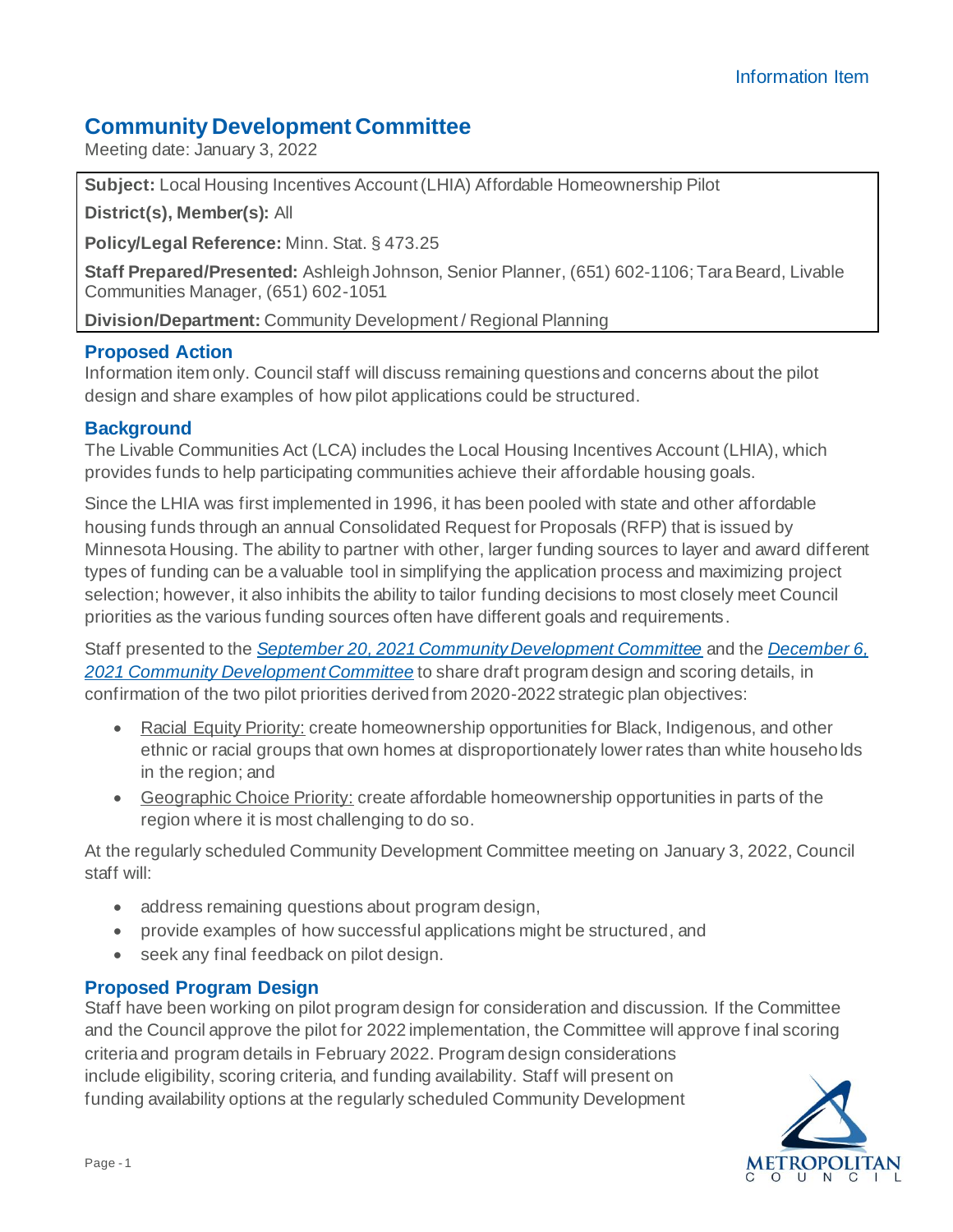Information Item

# Community Development Committee

Meeting date: January 3, 2022

**Subject:** Local Housing Incentives Account (LHIA) Affordable Homeownership Pilot

**District(s), Member(s):** All

**Policy/Legal Reference:** Minn. Stat. § 473.25

**Staff Prepared/Presented:** Ashleigh Johnson, Senior Planner, (651) 602-1106; Tara Beard, Livable Communities Manager, (651) 602-1051

**Division/Department:** Community Development / Regional Planning

## Proposed Action

Information item only. Council staff will discuss remaining questions and concerns about the pilot design and share examples of how pilot applications could be structured.

## Background

The Livable Communities Act (LCA) includes the Local Housing Incentives Account (LHIA), which provides funds to help participating communities achieve their affordable housing goals.

Since the LHIA was first implemented in 1996, it has been pooled with state and other affordable housing funds through an annual Consolidated Request for Proposals (RFP) that is issued by Minnesota Housing. The ability to partner with other, larger funding sources to layer and award different types of funding can be a valuable tool in simplifying the application process and maximizing project selection; however, it also inhibits the ability to tailor funding decisions to most closely meet Council priorities as the various funding sources often have different goals and requirements.

Staff presented to the *September 20, 2021 Community Development Committee* and the *December 6, 2021 Community Development Committee* to share draft program design and scoring details, in confirmation of the two pilot priorities derived from 2020-2022 strategic plan objectives:

- Racial Equity Priority: create homeownership opportunities for Black, Indigenous, and other ethnic or racial groups that own homes at disproportionately lower rates than white households in the region; and
- Geographic Choice Priority: create affordable homeownership opportunities in parts of the region where it is most challenging to do so.

At the regularly scheduled Community Development Committee meeting on January 3, 2022, Council staff will:

- address remaining questions about program design,
- provide examples of how successful applications might be structured, and
- seek any final feedback on pilot design.

## Proposed Program Design

Staff have been working on pilot program design for consideration and discussion. If the Committee and the Council approve the pilot for 2022 implementation, the Committee will approve final scoring criteria and program details in February 2022. Program design considerations include eligibility, scoring criteria, and funding availability. Staff will present on funding availability options at the regularly scheduled Community Development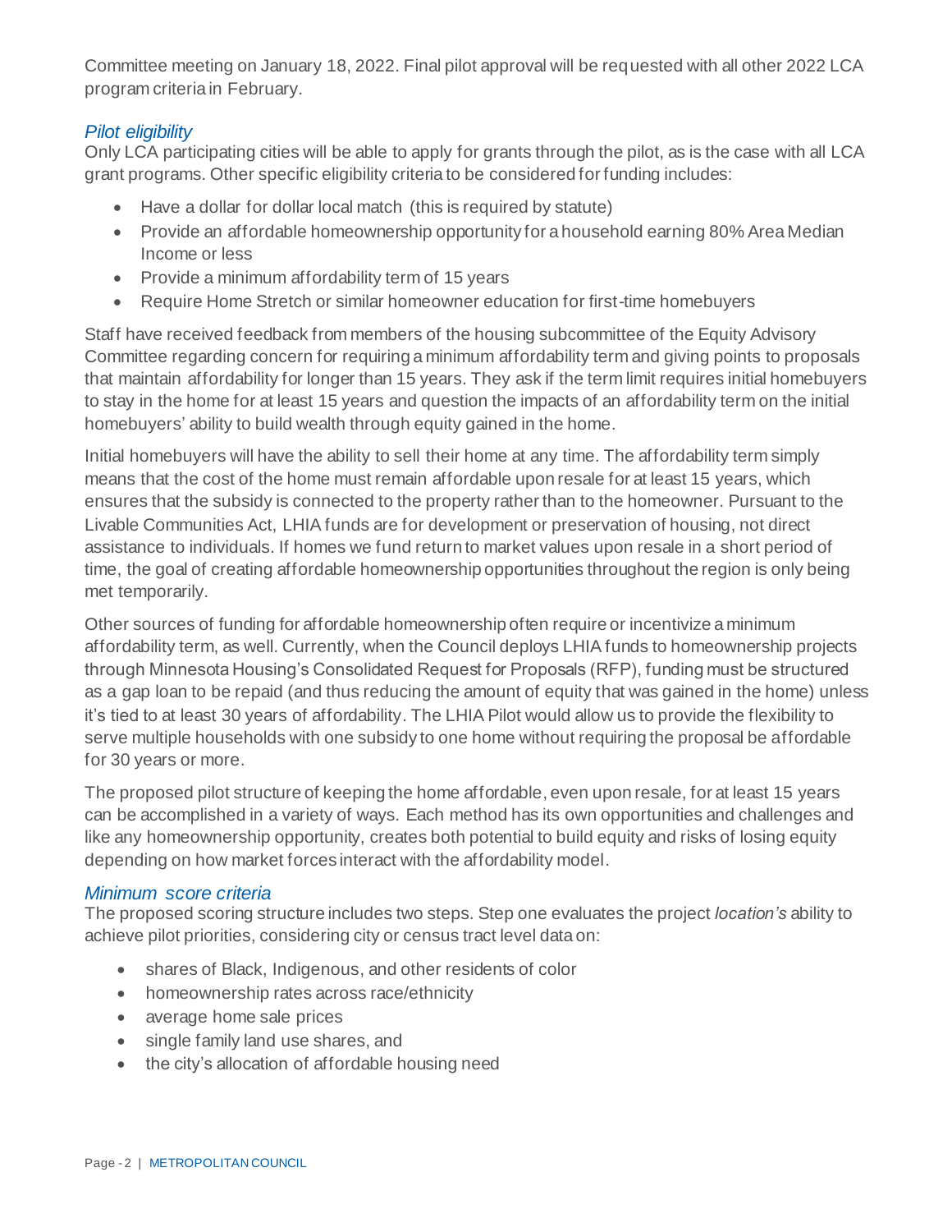Committee meeting on January 18, 2022. Final pilot approval will be requested with all other 2022 LCA program criteria in February.

### *Pilot eligibility*

Only LCA participating cities will be able to apply for grants through the pilot, as is the case with all LCA grant programs. Other specific eligibility criteria to be considered for funding includes:

- Have a dollar for dollar local match (this is required by statute)
- Provide an affordable homeownership opportunity for a household earning 80% Area Median Income or less
- Provide a minimum affordability term of 15 years
- Require Home Stretch or similar homeowner education for first-time homebuyers

Staff have received feedback from members of the housing subcommittee of the Equity Advisory Committee regarding concern for requiring a minimum affordability term and giving points to proposals that maintain affordability for longer than 15 years. They ask if the term limit requires initial homebuyers to stay in the home for at least 15 years and question the impacts of an affordability term on the initial homebuyers' ability to build wealth through equity gained in the home.

Initial homebuyers will have the ability to sell their home at any time. The affordability term simply means that the cost of the home must remain affordable upon resale for at least 15 years, which ensures that the subsidy is connected to the property rather than to the homeowner. Pursuant to the Livable Communities Act, LHIA funds are for development or preservation of housing, not direct assistance to individuals. If homes we fund return to market values upon resale in a short period of time, the goal of creating affordable homeownership opportunities throughout the region is only being met temporarily.

Other sources of funding for affordable homeownership often require or incentivize a minimum affordability term, as well. Currently, when the Council deploys LHIA funds to homeownership projects through Minnesota Housing's Consolidated Request for Proposals (RFP), funding must be structured as a gap loan to be repaid (and thus reducing the amount of equity that was gained in the home) unless it's tied to at least 30 years of affordability. The LHIA Pilot would allow us to provide the flexibility to serve multiple households with one subsidy to one home without requiring the proposal be affordable for 30 years or more.

The proposed pilot structure of keeping the home affordable, even upon resale, for at least 15 years can be accomplished in a variety of ways. Each method has its own opportunities and challenges and like any homeownership opportunity, creates both potential to build equity and risks of losing equity depending on how market forces interact with the affordability model.

### *Minimum score criteria*

The proposed scoring structure includes two steps. Step one evaluates the project *location's* ability to achieve pilot priorities, considering city or census tract level data on:

- shares of Black, Indigenous, and other residents of color
- homeownership rates across race/ethnicity
- average home sale prices
- single family land use shares, and
- the city's allocation of affordable housing need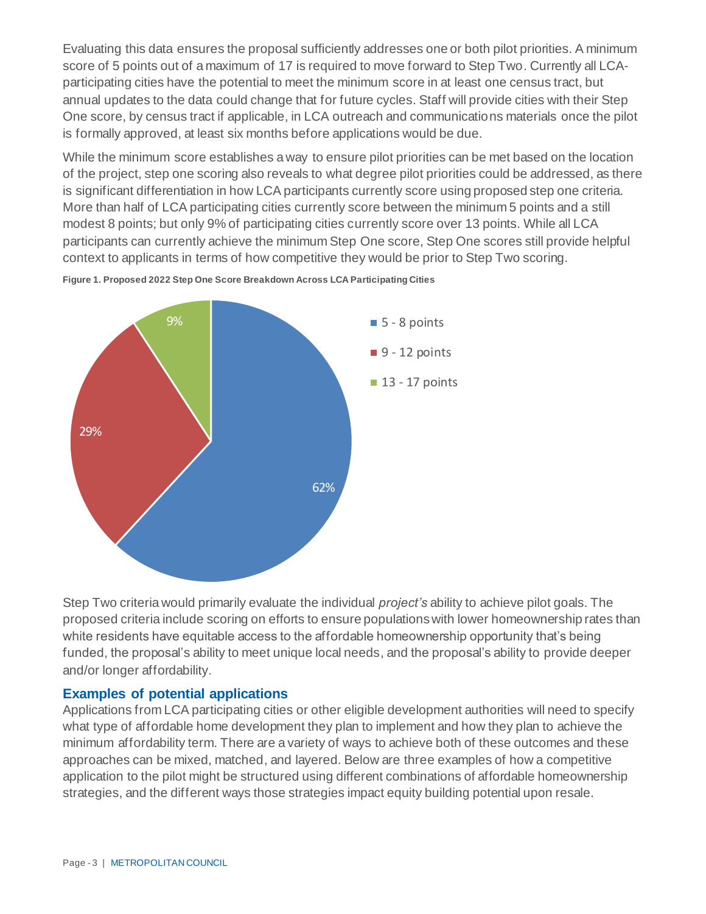Evaluating this data ensures the proposal sufficiently addresses one or both pilot priorities. A minimum score of 5 points out of a maximum of 17 is required to move forward to Step Two. Currently all LCA-participating cities have the potential to meet the minimum score in at least one census tract, but annual updates to the data could change that for future cycles. Staff will provide cities with their Step One score, by census tract if applicable, in LCA outreach and communications materials once the pilot is formally approved, at least six months before applications would be due.

While the minimum score establishes a way to ensure pilot priorities can be met based on the location of the project, step one scoring also reveals to what degree pilot priorities could be addressed, as there is significant differentiation in how LCA participants currently score using proposed step one criteria. More than half of LCA participating cities currently score between the minimum 5 points and a still modest 8 points; but only 9% of participating cities currently score over 13 points. While all LCA participants can currently achieve the minimum Step One score, Step One scores still provide helpful context to applicants in terms of how competitive they would be prior to Step Two scoring.

**Figure 1. Proposed 2022 Step One Score Breakdown Across LCA Participating Cities**

| Score range | Share of LCA participating cities |
|---|---|
| 5 - 8 points | 62% |
| 9 - 12 points | 29% |
| 13 - 17 points | 9% |

Step Two criteria would primarily evaluate the individual *project's* ability to achieve pilot goals. The proposed criteria include scoring on efforts to ensure populations with lower homeownership rates than white residents have equitable access to the affordable homeownership opportunity that's being funded, the proposal's ability to meet unique local needs, and the proposal's ability to provide deeper and/or longer affordability.

### Examples of potential applications

Applications from LCA participating cities or other eligible development authorities will need to specify what type of affordable home development they plan to implement and how they plan to achieve the minimum affordability term. There are a variety of ways to achieve both of these outcomes and these approaches can be mixed, matched, and layered. Below are three examples of how a competitive application to the pilot might be structured using different combinations of affordable homeownership strategies, and the different ways those strategies impact equity building potential upon resale.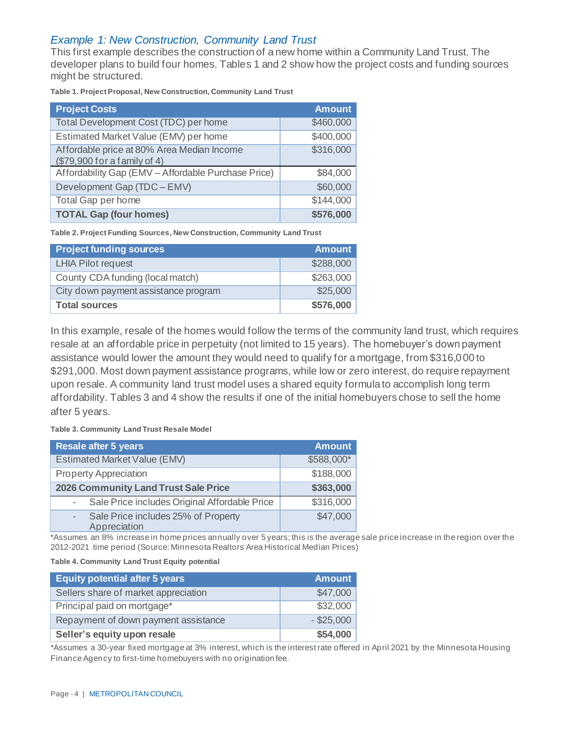### *Example 1: New Construction, Community Land Trust*

This first example describes the construction of a new home within a Community Land Trust. The developer plans to build four homes. Tables 1 and 2 show how the project costs and funding sources might be structured.

**Table 1. Project Proposal, New Construction, Community Land Trust**

| Project Costs | Amount |
|---|---|
| Total Development Cost (TDC) per home | $460,000 |
| Estimated Market Value (EMV) per home | $400,000 |
| Affordable price at 80% Area Median Income ($79,900 for a family of 4) | $316,000 |
| Affordability Gap (EMV – Affordable Purchase Price) | $84,000 |
| Development Gap (TDC – EMV) | $60,000 |
| Total Gap per home | $144,000 |
| **TOTAL Gap (four homes)** | **$576,000** |

**Table 2. Project Funding Sources, New Construction, Community Land Trust**

| Project funding sources | Amount |
|---|---|
| LHIA Pilot request | $288,000 |
| County CDA funding (local match) | $263,000 |
| City down payment assistance program | $25,000 |
| **Total sources** | **$576,000** |

In this example, resale of the homes would follow the terms of the community land trust, which requires resale at an affordable price in perpetuity (not limited to 15 years). The homebuyer's down payment assistance would lower the amount they would need to qualify for a mortgage, from $316,000 to $291,000. Most down payment assistance programs, while low or zero interest, do require repayment upon resale. A community land trust model uses a shared equity formula to accomplish long term affordability. Tables 3 and 4 show the results if one of the initial homebuyers chose to sell the home after 5 years.

**Table 3. Community Land Trust Resale Model**

| Resale after 5 years | Amount |
|---|---|
| Estimated Market Value (EMV) | $588,000* |
| Property Appreciation | $188,000 |
| **2026 Community Land Trust Sale Price** | **$363,000** |
| - Sale Price includes Original Affordable Price | $316,000 |
| - Sale Price includes 25% of Property Appreciation | $47,000 |

*Assumes an 8% increase in home prices annually over 5 years; this is the average sale price increase in the region over the 2012-2021 time period (Source: Minnesota Realtors Area Historical Median Prices)

**Table 4. Community Land Trust Equity potential**

| Equity potential after 5 years | Amount |
|---|---|
| Sellers share of market appreciation | $47,000 |
| Principal paid on mortgage* | $32,000 |
| Repayment of down payment assistance | - $25,000 |
| **Seller's equity upon resale** | **$54,000** |

*Assumes a 30-year fixed mortgage at 3% interest, which is the interest rate offered in April 2021 by the Minnesota Housing Finance Agency to first-time homebuyers with no origination fee.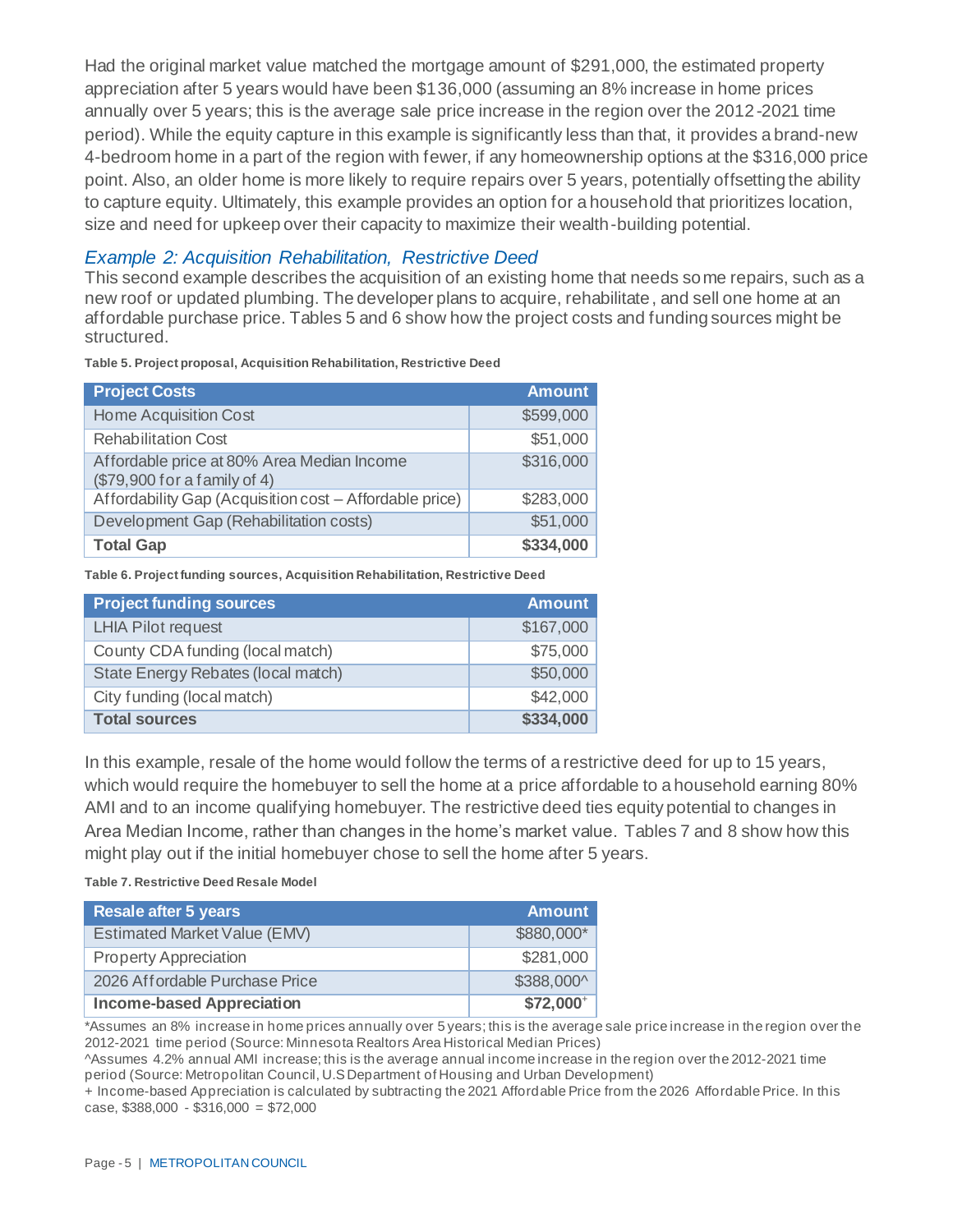Had the original market value matched the mortgage amount of $291,000, the estimated property appreciation after 5 years would have been $136,000 (assuming an 8% increase in home prices annually over 5 years; this is the average sale price increase in the region over the 2012-2021 time period). While the equity capture in this example is significantly less than that, it provides a brand-new 4-bedroom home in a part of the region with fewer, if any homeownership options at the $316,000 price point. Also, an older home is more likely to require repairs over 5 years, potentially offsetting the ability to capture equity. Ultimately, this example provides an option for a household that prioritizes location, size and need for upkeep over their capacity to maximize their wealth-building potential.

### *Example 2: Acquisition Rehabilitation, Restrictive Deed*

This second example describes the acquisition of an existing home that needs some repairs, such as a new roof or updated plumbing. The developer plans to acquire, rehabilitate, and sell one home at an affordable purchase price. Tables 5 and 6 show how the project costs and funding sources might be structured.

**Table 5. Project proposal, Acquisition Rehabilitation, Restrictive Deed**

| Project Costs | Amount |
|---|---|
| Home Acquisition Cost | $599,000 |
| Rehabilitation Cost | $51,000 |
| Affordable price at 80% Area Median Income ($79,900 for a family of 4) | $316,000 |
| Affordability Gap (Acquisition cost – Affordable price) | $283,000 |
| Development Gap (Rehabilitation costs) | $51,000 |
| **Total Gap** | **$334,000** |

**Table 6. Project funding sources, Acquisition Rehabilitation, Restrictive Deed**

| Project funding sources | Amount |
|---|---|
| LHIA Pilot request | $167,000 |
| County CDA funding (local match) | $75,000 |
| State Energy Rebates (local match) | $50,000 |
| City funding (local match) | $42,000 |
| **Total sources** | **$334,000** |

In this example, resale of the home would follow the terms of a restrictive deed for up to 15 years, which would require the homebuyer to sell the home at a price affordable to a household earning 80% AMI and to an income qualifying homebuyer. The restrictive deed ties equity potential to changes in Area Median Income, rather than changes in the home's market value. Tables 7 and 8 show how this might play out if the initial homebuyer chose to sell the home after 5 years.

**Table 7. Restrictive Deed Resale Model**

| Resale after 5 years | Amount |
|---|---|
| Estimated Market Value (EMV) | $880,000* |
| Property Appreciation | $281,000 |
| 2026 Affordable Purchase Price | $388,000^ |
| **Income-based Appreciation** | **$72,000+** |

*Assumes an 8% increase in home prices annually over 5 years; this is the average sale price increase in the region over the 2012-2021 time period (Source: Minnesota Realtors Area Historical Median Prices)

^Assumes 4.2% annual AMI increase; this is the average annual income increase in the region over the 2012-2021 time period (Source: Metropolitan Council, U.S Department of Housing and Urban Development)

+ Income-based Appreciation is calculated by subtracting the 2021 Affordable Price from the 2026 Affordable Price. In this case, $388,000 - $316,000 = $72,000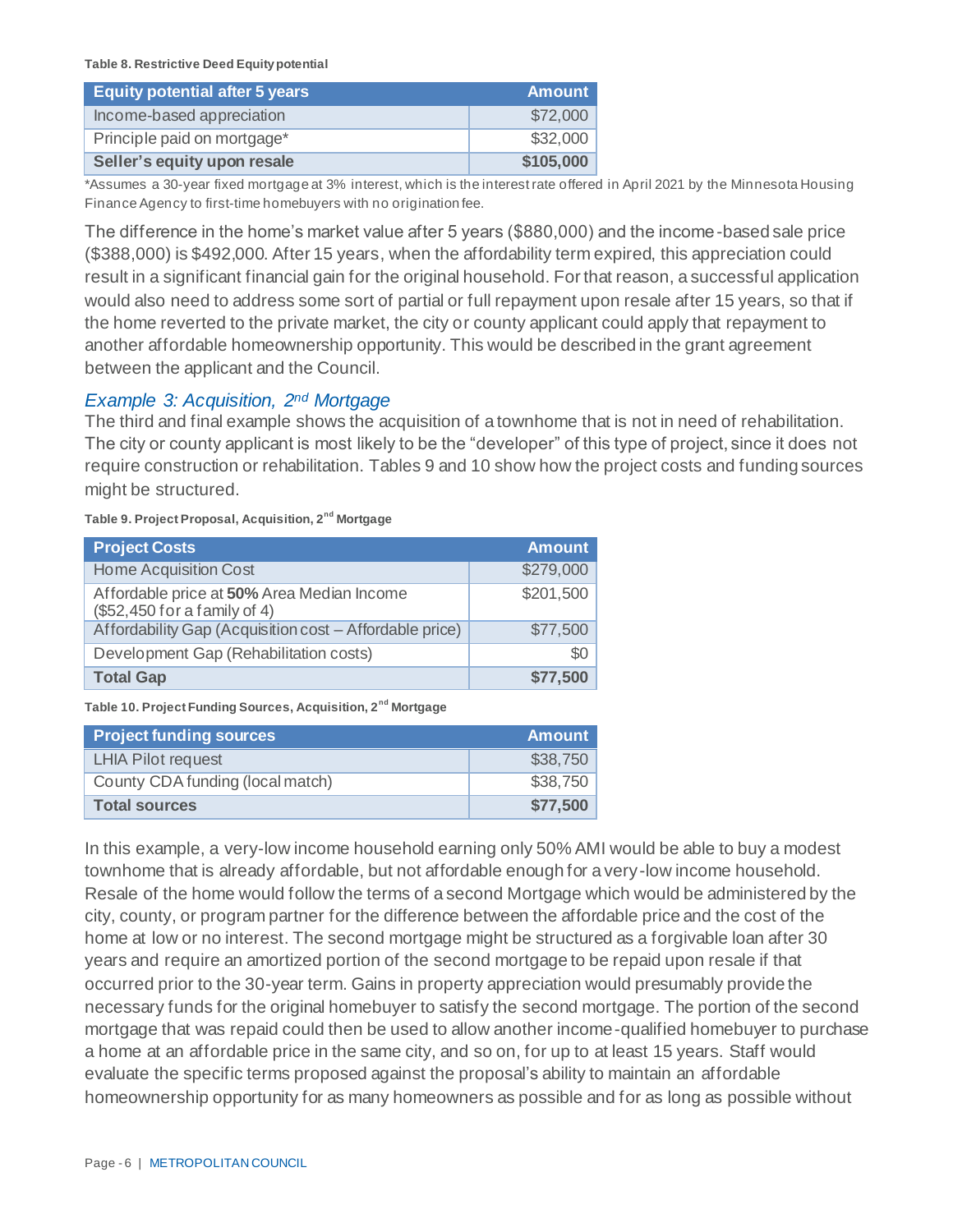**Table 8. Restrictive Deed Equity potential**

| Equity potential after 5 years | Amount |
|---|---|
| Income-based appreciation | $72,000 |
| Principle paid on mortgage* | $32,000 |
| **Seller's equity upon resale** | **$105,000** |

*Assumes a 30-year fixed mortgage at 3% interest, which is the interest rate offered in April 2021 by the Minnesota Housing Finance Agency to first-time homebuyers with no origination fee.

The difference in the home's market value after 5 years ($880,000) and the income-based sale price ($388,000) is $492,000. After 15 years, when the affordability term expired, this appreciation could result in a significant financial gain for the original household. For that reason, a successful application would also need to address some sort of partial or full repayment upon resale after 15 years, so that if the home reverted to the private market, the city or county applicant could apply that repayment to another affordable homeownership opportunity. This would be described in the grant agreement between the applicant and the Council.

### *Example 3: Acquisition, 2nd Mortgage*

The third and final example shows the acquisition of a townhome that is not in need of rehabilitation. The city or county applicant is most likely to be the "developer" of this type of project, since it does not require construction or rehabilitation. Tables 9 and 10 show how the project costs and funding sources might be structured.

**Table 9. Project Proposal, Acquisition, 2nd Mortgage**

| Project Costs | Amount |
|---|---|
| Home Acquisition Cost | $279,000 |
| Affordable price at **50%** Area Median Income ($52,450 for a family of 4) | $201,500 |
| Affordability Gap (Acquisition cost – Affordable price) | $77,500 |
| Development Gap (Rehabilitation costs) | $0 |
| **Total Gap** | **$77,500** |

**Table 10. Project Funding Sources, Acquisition, 2nd Mortgage**

| Project funding sources | Amount |
|---|---|
| LHIA Pilot request | $38,750 |
| County CDA funding (local match) | $38,750 |
| **Total sources** | **$77,500** |

In this example, a very-low income household earning only 50% AMI would be able to buy a modest townhome that is already affordable, but not affordable enough for a very-low income household. Resale of the home would follow the terms of a second Mortgage which would be administered by the city, county, or program partner for the difference between the affordable price and the cost of the home at low or no interest. The second mortgage might be structured as a forgivable loan after 30 years and require an amortized portion of the second mortgage to be repaid upon resale if that occurred prior to the 30-year term. Gains in property appreciation would presumably provide the necessary funds for the original homebuyer to satisfy the second mortgage. The portion of the second mortgage that was repaid could then be used to allow another income-qualified homebuyer to purchase a home at an affordable price in the same city, and so on, for up to at least 15 years. Staff would evaluate the specific terms proposed against the proposal's ability to maintain an affordable homeownership opportunity for as many homeowners as possible and for as long as possible without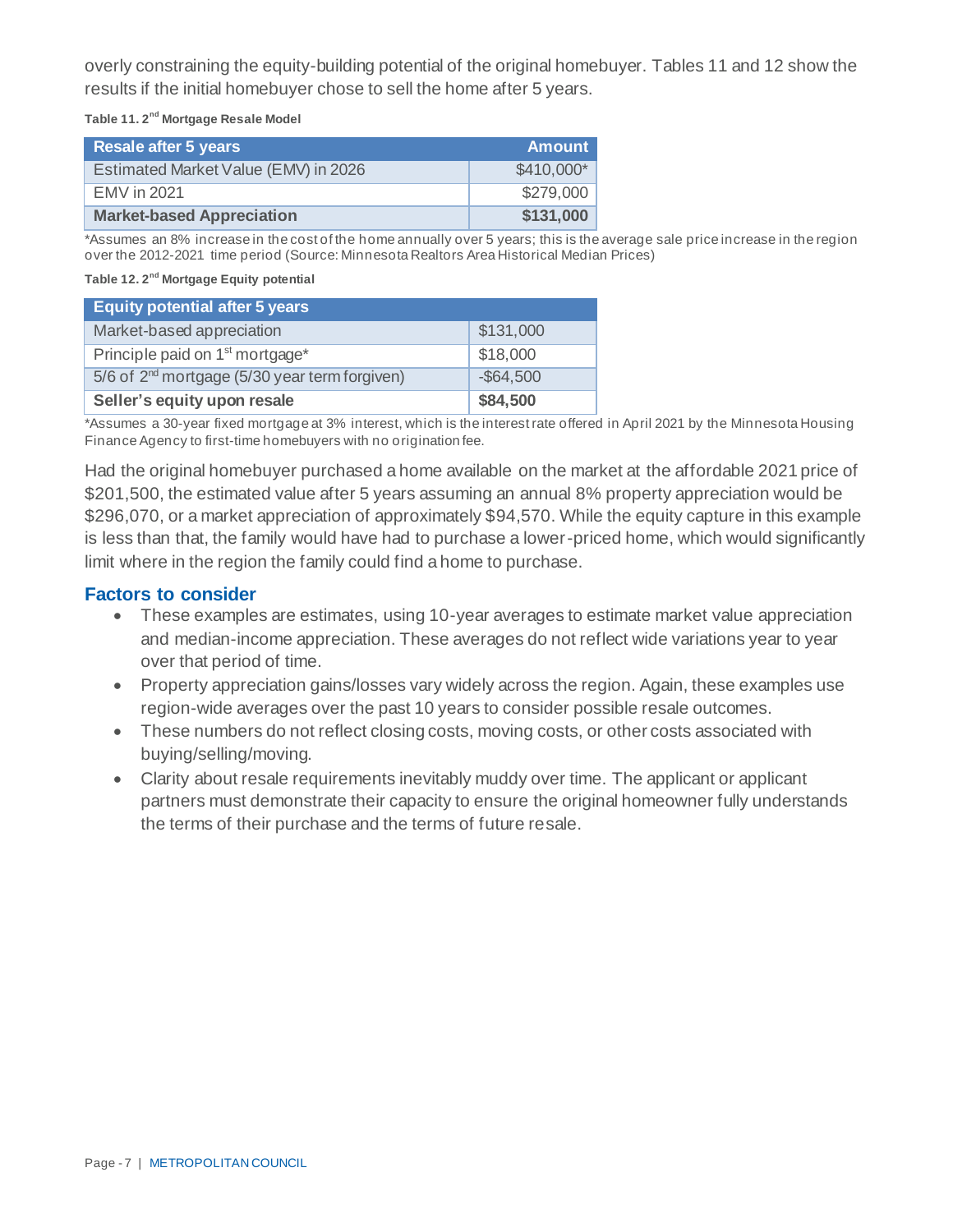overly constraining the equity-building potential of the original homebuyer. Tables 11 and 12 show the results if the initial homebuyer chose to sell the home after 5 years.

**Table 11. 2nd Mortgage Resale Model**

| Resale after 5 years | Amount |
|---|---|
| Estimated Market Value (EMV) in 2026 | $410,000* |
| EMV in 2021 | $279,000 |
| **Market-based Appreciation** | **$131,000** |

*Assumes an 8% increase in the cost of the home annually over 5 years; this is the average sale price increase in the region over the 2012-2021 time period (Source: Minnesota Realtors Area Historical Median Prices)

**Table 12. 2nd Mortgage Equity potential**

| Equity potential after 5 years | |
|---|---|
| Market-based appreciation | $131,000 |
| Principle paid on 1st mortgage* | $18,000 |
| 5/6 of 2nd mortgage (5/30 year term forgiven) | -$64,500 |
| **Seller's equity upon resale** | **$84,500** |

*Assumes a 30-year fixed mortgage at 3% interest, which is the interest rate offered in April 2021 by the Minnesota Housing Finance Agency to first-time homebuyers with no origination fee.

Had the original homebuyer purchased a home available on the market at the affordable 2021 price of $201,500, the estimated value after 5 years assuming an annual 8% property appreciation would be $296,070, or a market appreciation of approximately $94,570. While the equity capture in this example is less than that, the family would have had to purchase a lower-priced home, which would significantly limit where in the region the family could find a home to purchase.

## Factors to consider

- These examples are estimates, using 10-year averages to estimate market value appreciation and median-income appreciation. These averages do not reflect wide variations year to year over that period of time.
- Property appreciation gains/losses vary widely across the region. Again, these examples use region-wide averages over the past 10 years to consider possible resale outcomes.
- These numbers do not reflect closing costs, moving costs, or other costs associated with buying/selling/moving.
- Clarity about resale requirements inevitably muddy over time. The applicant or applicant partners must demonstrate their capacity to ensure the original homeowner fully understands the terms of their purchase and the terms of future resale.